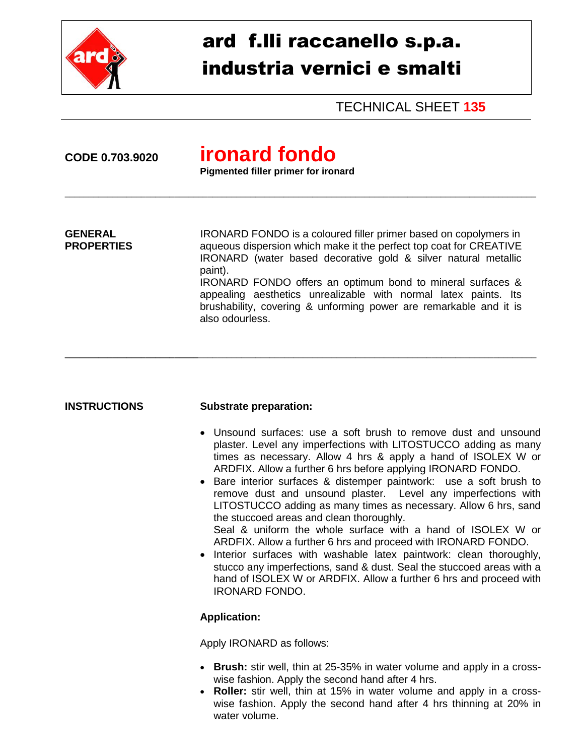# ard f.lli raccanello s.p.a.
# industria vernici e smalti

TECHNICAL SHEET **135**

---

**CODE 0.703.9020**

## ironard fondo

**Pigmented filler primer for ironard**

---

**GENERAL PROPERTIES**

IRONARD FONDO is a coloured filler primer based on copolymers in aqueous dispersion which make it the perfect top coat for CREATIVE IRONARD (water based decorative gold & silver natural metallic paint).
IRONARD FONDO offers an optimum bond to mineral surfaces & appealing aesthetics unrealizable with normal latex paints. Its brushability, covering & unforming power are remarkable and it is also odourless.

---

**INSTRUCTIONS**

**Substrate preparation:**

- Unsound surfaces: use a soft brush to remove dust and unsound plaster. Level any imperfections with LITOSTUCCO adding as many times as necessary. Allow 4 hrs & apply a hand of ISOLEX W or ARDFIX. Allow a further 6 hrs before applying IRONARD FONDO.
- Bare interior surfaces & distemper paintwork: use a soft brush to remove dust and unsound plaster. Level any imperfections with LITOSTUCCO adding as many times as necessary. Allow 6 hrs, sand the stuccoed areas and clean thoroughly.
  Seal & uniform the whole surface with a hand of ISOLEX W or ARDFIX. Allow a further 6 hrs and proceed with IRONARD FONDO.
- Interior surfaces with washable latex paintwork: clean thoroughly, stucco any imperfections, sand & dust. Seal the stuccoed areas with a hand of ISOLEX W or ARDFIX. Allow a further 6 hrs and proceed with IRONARD FONDO.

**Application:**

Apply IRONARD as follows:

- **Brush:** stir well, thin at 25-35% in water volume and apply in a cross-wise fashion. Apply the second hand after 4 hrs.
- **Roller:** stir well, thin at 15% in water volume and apply in a cross-wise fashion. Apply the second hand after 4 hrs thinning at 20% in water volume.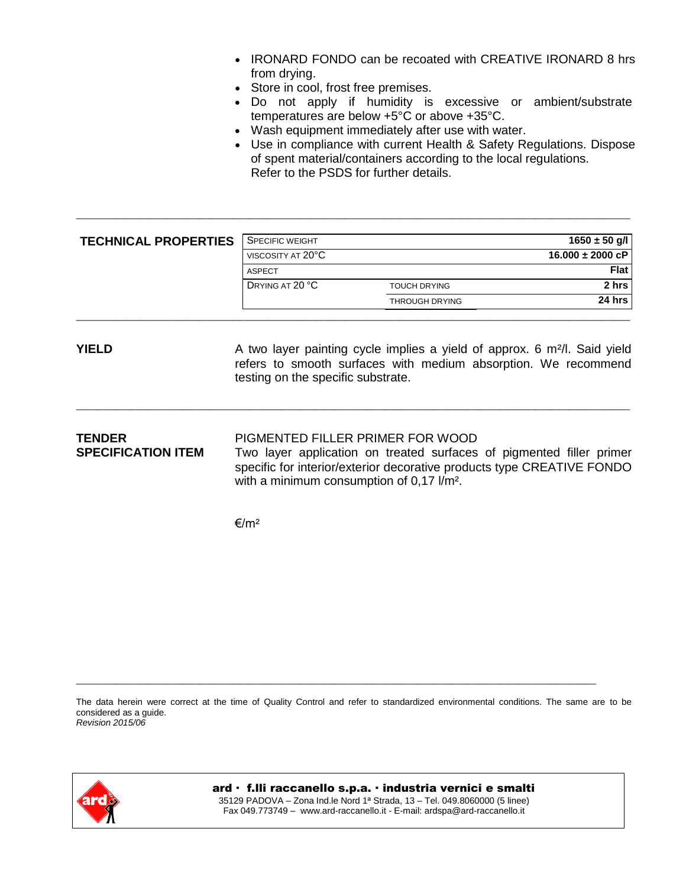- IRONARD FONDO can be recoated with CREATIVE IRONARD 8 hrs from drying.
- Store in cool, frost free premises.
- Do not apply if humidity is excessive or ambient/substrate temperatures are below +5°C or above +35°C.
- Wash equipment immediately after use with water.
- Use in compliance with current Health & Safety Regulations. Dispose of spent material/containers according to the local regulations. Refer to the PSDS for further details.

---

## TECHNICAL PROPERTIES

| | | |
|---|---|---|
| SPECIFIC WEIGHT | | **1650 ± 50 g/l** |
| VISCOSITY AT 20°C | | **16.000 ± 2000 cP** |
| ASPECT | | **Flat** |
| DRYING AT 20 °C | TOUCH DRYING | **2 hrs** |
| | THROUGH DRYING | **24 hrs** |

---

## YIELD

A two layer painting cycle implies a yield of approx. 6 m²/l. Said yield refers to smooth surfaces with medium absorption. We recommend testing on the specific substrate.

---

## TENDER SPECIFICATION ITEM

PIGMENTED FILLER PRIMER FOR WOOD
Two layer application on treated surfaces of pigmented filler primer specific for interior/exterior decorative products type CREATIVE FONDO with a minimum consumption of 0,17 l/m².

€/m²

---

The data herein were correct at the time of Quality Control and refer to standardized environmental conditions. The same are to be considered as a guide.
*Revision 2015/06*

**ard · f.lli raccanello s.p.a. · industria vernici e smalti**
35129 PADOVA – Zona Ind.le Nord 1ª Strada, 13 – Tel. 049.8060000 (5 linee)
Fax 049.773749 – www.ard-raccanello.it - E-mail: ardspa@ard-raccanello.it